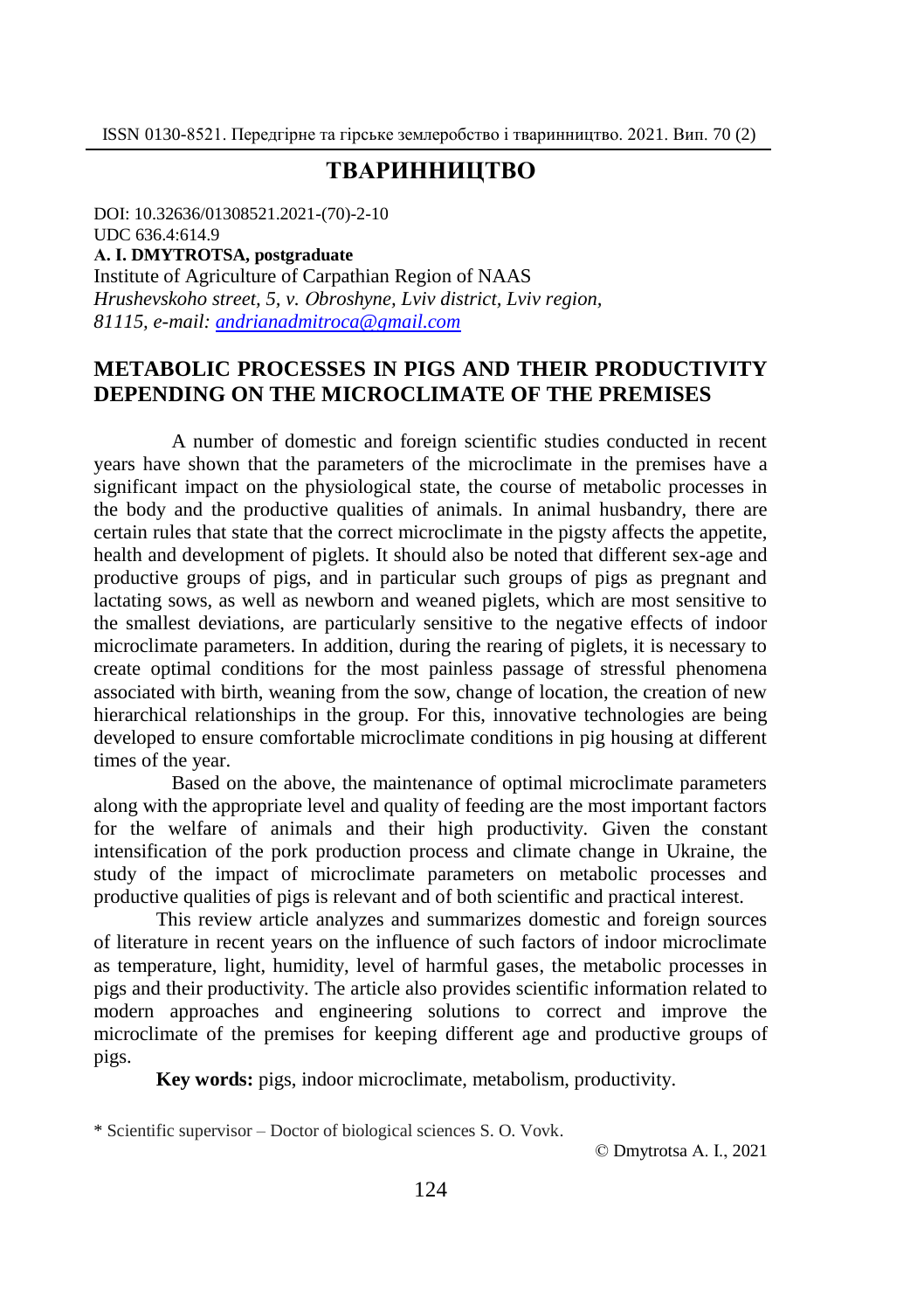# ТВАРИННИЦТВО

DOI: 10.32636/01308521.2021-(70)-2-10
UDC 636.4:614.9

**A. I. DMYTROTSA, postgraduate**
Institute of Agriculture of Carpathian Region of NAAS
*Hrushevskoho street, 5, v. Obroshyne, Lviv district, Lviv region, 81115, e-mail: andrianadmitroca@gmail.com*

## METABOLIC PROCESSES IN PIGS AND THEIR PRODUCTIVITY DEPENDING ON THE MICROCLIMATE OF THE PREMISES

A number of domestic and foreign scientific studies conducted in recent years have shown that the parameters of the microclimate in the premises have a significant impact on the physiological state, the course of metabolic processes in the body and the productive qualities of animals. In animal husbandry, there are certain rules that state that the correct microclimate in the pigsty affects the appetite, health and development of piglets. It should also be noted that different sex-age and productive groups of pigs, and in particular such groups of pigs as pregnant and lactating sows, as well as newborn and weaned piglets, which are most sensitive to the smallest deviations, are particularly sensitive to the negative effects of indoor microclimate parameters. In addition, during the rearing of piglets, it is necessary to create optimal conditions for the most painless passage of stressful phenomena associated with birth, weaning from the sow, change of location, the creation of new hierarchical relationships in the group. For this, innovative technologies are being developed to ensure comfortable microclimate conditions in pig housing at different times of the year.

Based on the above, the maintenance of optimal microclimate parameters along with the appropriate level and quality of feeding are the most important factors for the welfare of animals and their high productivity. Given the constant intensification of the pork production process and climate change in Ukraine, the study of the impact of microclimate parameters on metabolic processes and productive qualities of pigs is relevant and of both scientific and practical interest.

This review article analyzes and summarizes domestic and foreign sources of literature in recent years on the influence of such factors of indoor microclimate as temperature, light, humidity, level of harmful gases, the metabolic processes in pigs and their productivity. The article also provides scientific information related to modern approaches and engineering solutions to correct and improve the microclimate of the premises for keeping different age and productive groups of pigs.

**Key words:** pigs, indoor microclimate, metabolism, productivity.

\* Scientific supervisor – Doctor of biological sciences S. O. Vovk.

© Dmytrotsa A. I., 2021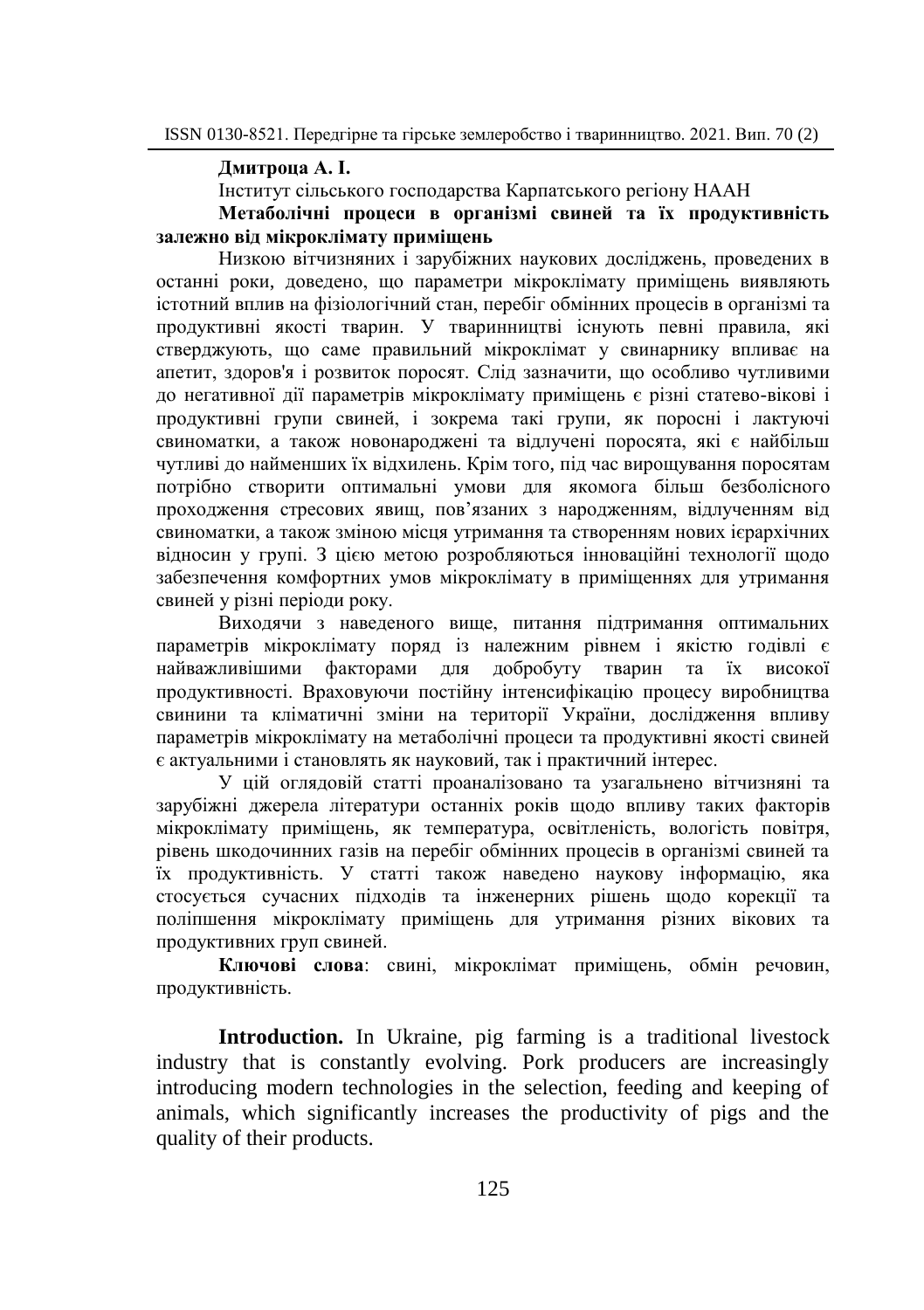**Дмитроца А. І.**

Інститут сільського господарства Карпатського регіону НААН

**Метаболічні процеси в організмі свиней та їх продуктивність залежно від мікроклімату приміщень**

Низкою вітчизняних і зарубіжних наукових досліджень, проведених в останні роки, доведено, що параметри мікроклімату приміщень виявляють істотний вплив на фізіологічний стан, перебіг обмінних процесів в організмі та продуктивні якості тварин. У тваринництві існують певні правила, які стверджують, що саме правильний мікроклімат у свинарнику впливає на апетит, здоров'я і розвиток поросят. Слід зазначити, що особливо чутливими до негативної дії параметрів мікроклімату приміщень є різні статево-вікові і продуктивні групи свиней, і зокрема такі групи, як поросні і лактуючі свиноматки, а також новонароджені та відлучені поросята, які є найбільш чутливі до найменших їх відхилень. Крім того, під час вирощування поросятам потрібно створити оптимальні умови для якомога більш безболісного проходження стресових явищ, пов'язаних з народженням, відлученням від свиноматки, а також зміною місця утримання та створенням нових ієрархічних відносин у групі. З цією метою розробляються інноваційні технології щодо забезпечення комфортних умов мікроклімату в приміщеннях для утримання свиней у різні періоди року.

Виходячи з наведеного вище, питання підтримання оптимальних параметрів мікроклімату поряд із належним рівнем і якістю годівлі є найважливішими факторами для добробуту тварин та їх високої продуктивності. Враховуючи постійну інтенсифікацію процесу виробництва свинини та кліматичні зміни на території України, дослідження впливу параметрів мікроклімату на метаболічні процеси та продуктивні якості свиней є актуальними і становлять як науковий, так і практичний інтерес.

У цій оглядовій статті проаналізовано та узагальнено вітчизняні та зарубіжні джерела літератури останніх років щодо впливу таких факторів мікроклімату приміщень, як температура, освітленість, вологість повітря, рівень шкодочинних газів на перебіг обмінних процесів в організмі свиней та їх продуктивність. У статті також наведено наукову інформацію, яка стосується сучасних підходів та інженерних рішень щодо корекції та поліпшення мікроклімату приміщень для утримання різних вікових та продуктивних груп свиней.

**Ключові слова**: свині, мікроклімат приміщень, обмін речовин, продуктивність.

**Introduction.** In Ukraine, pig farming is a traditional livestock industry that is constantly evolving. Pork producers are increasingly introducing modern technologies in the selection, feeding and keeping of animals, which significantly increases the productivity of pigs and the quality of their products.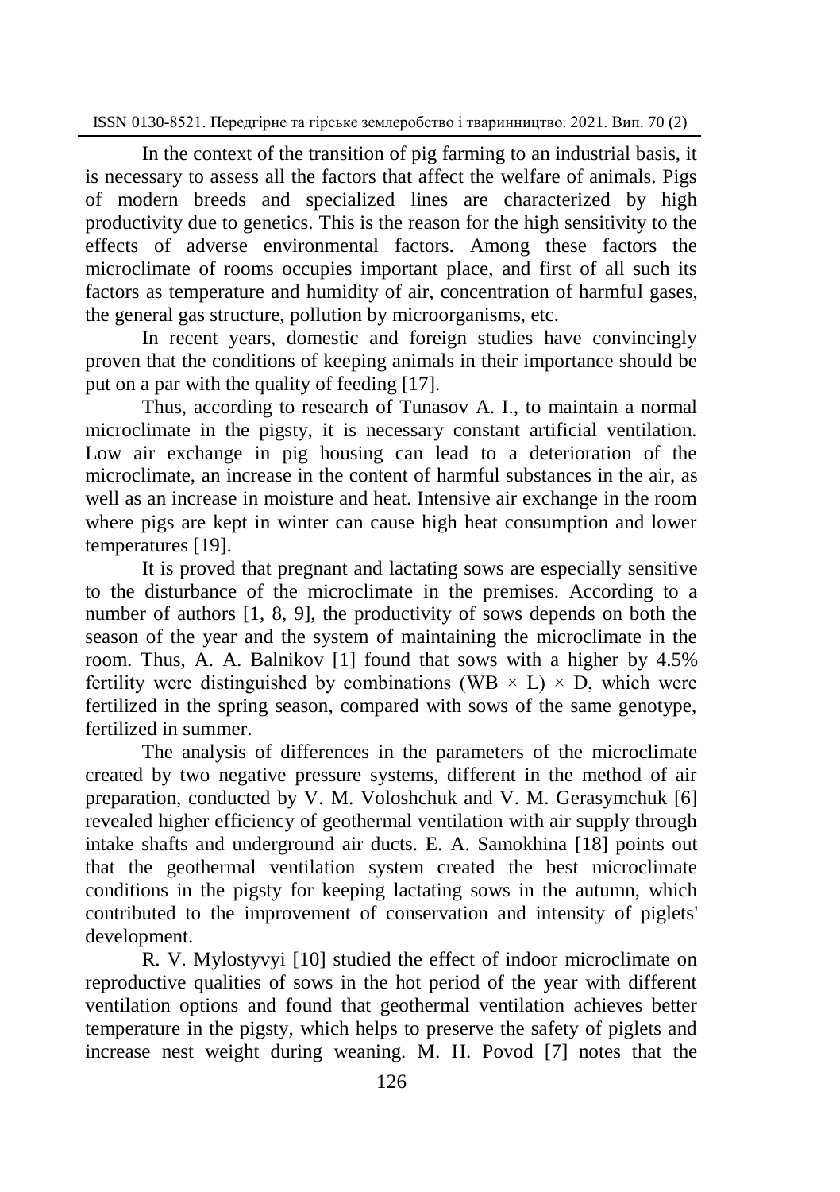In the context of the transition of pig farming to an industrial basis, it is necessary to assess all the factors that affect the welfare of animals. Pigs of modern breeds and specialized lines are characterized by high productivity due to genetics. This is the reason for the high sensitivity to the effects of adverse environmental factors. Among these factors the microclimate of rooms occupies important place, and first of all such its factors as temperature and humidity of air, concentration of harmful gases, the general gas structure, pollution by microorganisms, etc.

In recent years, domestic and foreign studies have convincingly proven that the conditions of keeping animals in their importance should be put on a par with the quality of feeding [17].

Thus, according to research of Tunasov A. I., to maintain a normal microclimate in the pigsty, it is necessary constant artificial ventilation. Low air exchange in pig housing can lead to a deterioration of the microclimate, an increase in the content of harmful substances in the air, as well as an increase in moisture and heat. Intensive air exchange in the room where pigs are kept in winter can cause high heat consumption and lower temperatures [19].

It is proved that pregnant and lactating sows are especially sensitive to the disturbance of the microclimate in the premises. According to a number of authors [1, 8, 9], the productivity of sows depends on both the season of the year and the system of maintaining the microclimate in the room. Thus, A. A. Balnikov [1] found that sows with a higher by 4.5% fertility were distinguished by combinations (WB × L) × D, which were fertilized in the spring season, compared with sows of the same genotype, fertilized in summer.

The analysis of differences in the parameters of the microclimate created by two negative pressure systems, different in the method of air preparation, conducted by V. M. Voloshchuk and V. M. Gerasymchuk [6] revealed higher efficiency of geothermal ventilation with air supply through intake shafts and underground air ducts. E. A. Samokhina [18] points out that the geothermal ventilation system created the best microclimate conditions in the pigsty for keeping lactating sows in the autumn, which contributed to the improvement of conservation and intensity of piglets' development.

R. V. Mylostyvyi [10] studied the effect of indoor microclimate on reproductive qualities of sows in the hot period of the year with different ventilation options and found that geothermal ventilation achieves better temperature in the pigsty, which helps to preserve the safety of piglets and increase nest weight during weaning. M. H. Povod [7] notes that the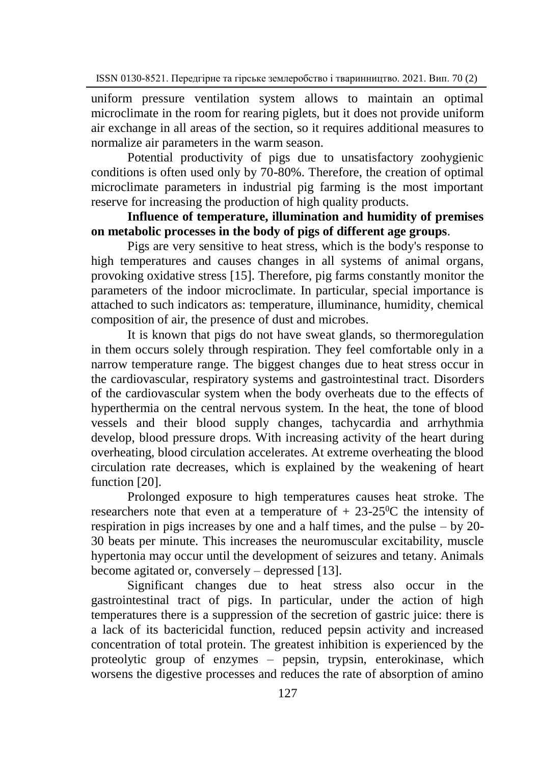uniform pressure ventilation system allows to maintain an optimal microclimate in the room for rearing piglets, but it does not provide uniform air exchange in all areas of the section, so it requires additional measures to normalize air parameters in the warm season.

Potential productivity of pigs due to unsatisfactory zoohygienic conditions is often used only by 70-80%. Therefore, the creation of optimal microclimate parameters in industrial pig farming is the most important reserve for increasing the production of high quality products.

**Influence of temperature, illumination and humidity of premises on metabolic processes in the body of pigs of different age groups**.

Pigs are very sensitive to heat stress, which is the body's response to high temperatures and causes changes in all systems of animal organs, provoking oxidative stress [15]. Therefore, pig farms constantly monitor the parameters of the indoor microclimate. In particular, special importance is attached to such indicators as: temperature, illuminance, humidity, chemical composition of air, the presence of dust and microbes.

It is known that pigs do not have sweat glands, so thermoregulation in them occurs solely through respiration. They feel comfortable only in a narrow temperature range. The biggest changes due to heat stress occur in the cardiovascular, respiratory systems and gastrointestinal tract. Disorders of the cardiovascular system when the body overheats due to the effects of hyperthermia on the central nervous system. In the heat, the tone of blood vessels and their blood supply changes, tachycardia and arrhythmia develop, blood pressure drops. With increasing activity of the heart during overheating, blood circulation accelerates. At extreme overheating the blood circulation rate decreases, which is explained by the weakening of heart function [20].

Prolonged exposure to high temperatures causes heat stroke. The researchers note that even at a temperature of + 23-25$^0$C the intensity of respiration in pigs increases by one and a half times, and the pulse – by 20-30 beats per minute. This increases the neuromuscular excitability, muscle hypertonia may occur until the development of seizures and tetany. Animals become agitated or, conversely – depressed [13].

Significant changes due to heat stress also occur in the gastrointestinal tract of pigs. In particular, under the action of high temperatures there is a suppression of the secretion of gastric juice: there is a lack of its bactericidal function, reduced pepsin activity and increased concentration of total protein. The greatest inhibition is experienced by the proteolytic group of enzymes – pepsin, trypsin, enterokinase, which worsens the digestive processes and reduces the rate of absorption of amino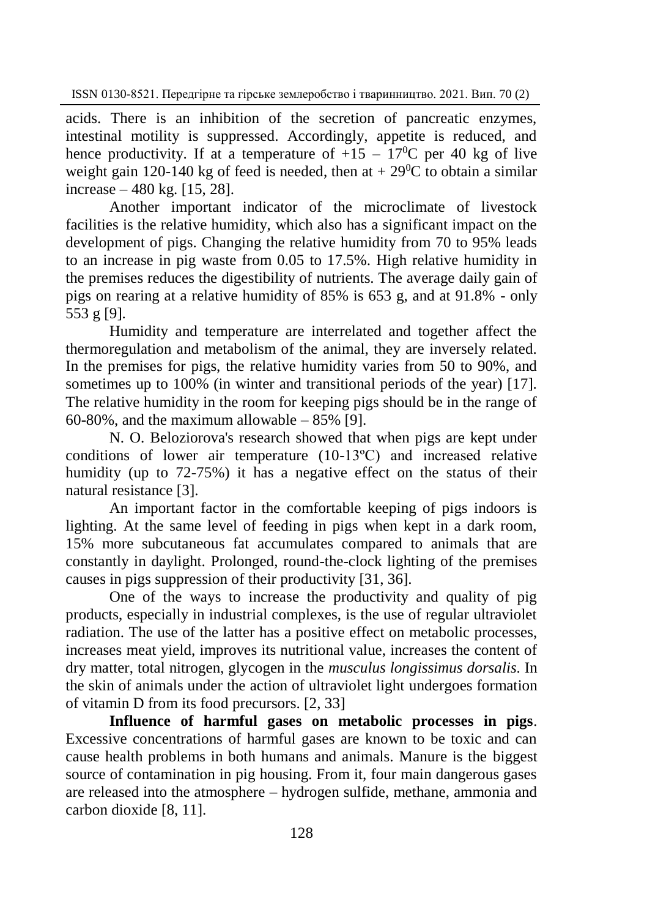acids. There is an inhibition of the secretion of pancreatic enzymes, intestinal motility is suppressed. Accordingly, appetite is reduced, and hence productivity. If at a temperature of $+15 - 17^0$C per 40 kg of live weight gain 120-140 kg of feed is needed, then at $+ 29^0$C to obtain a similar increase – 480 kg. [15, 28].

Another important indicator of the microclimate of livestock facilities is the relative humidity, which also has a significant impact on the development of pigs. Changing the relative humidity from 70 to 95% leads to an increase in pig waste from 0.05 to 17.5%. High relative humidity in the premises reduces the digestibility of nutrients. The average daily gain of pigs on rearing at a relative humidity of 85% is 653 g, and at 91.8% - only 553 g [9].

Humidity and temperature are interrelated and together affect the thermoregulation and metabolism of the animal, they are inversely related. In the premises for pigs, the relative humidity varies from 50 to 90%, and sometimes up to 100% (in winter and transitional periods of the year) [17]. The relative humidity in the room for keeping pigs should be in the range of 60-80%, and the maximum allowable – 85% [9].

N. O. Beloziorova's research showed that when pigs are kept under conditions of lower air temperature (10-13ºC) and increased relative humidity (up to 72-75%) it has a negative effect on the status of their natural resistance [3].

An important factor in the comfortable keeping of pigs indoors is lighting. At the same level of feeding in pigs when kept in a dark room, 15% more subcutaneous fat accumulates compared to animals that are constantly in daylight. Prolonged, round-the-clock lighting of the premises causes in pigs suppression of their productivity [31, 36].

One of the ways to increase the productivity and quality of pig products, especially in industrial complexes, is the use of regular ultraviolet radiation. The use of the latter has a positive effect on metabolic processes, increases meat yield, improves its nutritional value, increases the content of dry matter, total nitrogen, glycogen in the *musculus longissimus dorsalis*. In the skin of animals under the action of ultraviolet light undergoes formation of vitamin D from its food precursors. [2, 33]

**Influence of harmful gases on metabolic processes in pigs**. Excessive concentrations of harmful gases are known to be toxic and can cause health problems in both humans and animals. Manure is the biggest source of contamination in pig housing. From it, four main dangerous gases are released into the atmosphere – hydrogen sulfide, methane, ammonia and carbon dioxide [8, 11].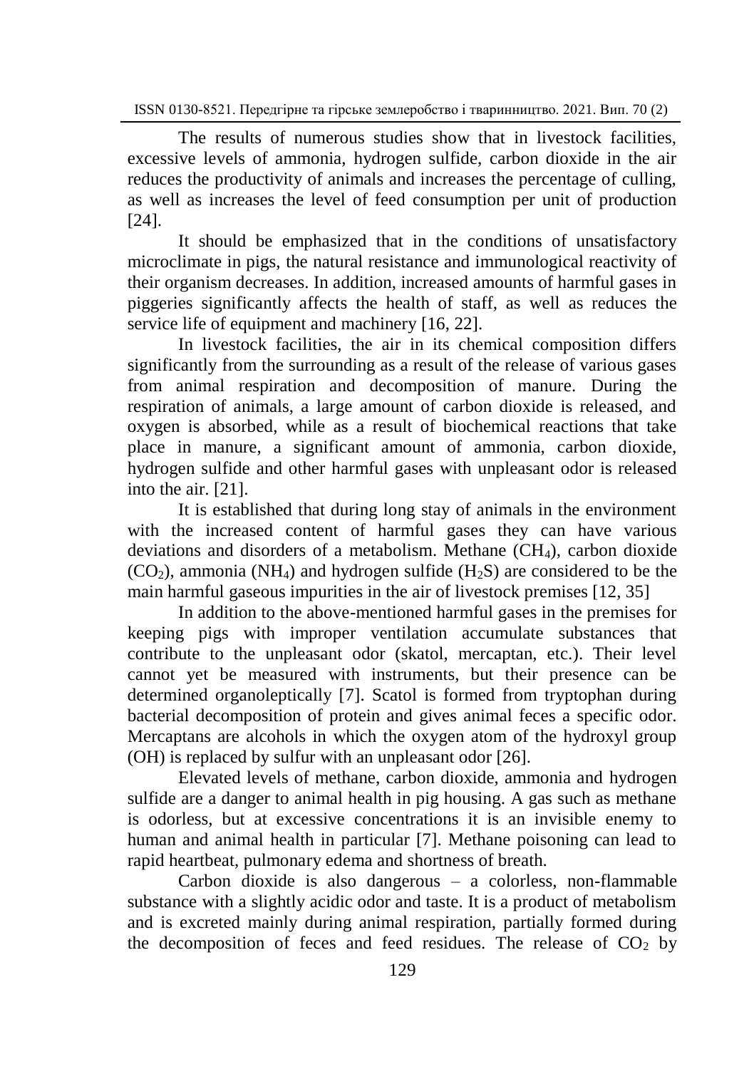The results of numerous studies show that in livestock facilities, excessive levels of ammonia, hydrogen sulfide, carbon dioxide in the air reduces the productivity of animals and increases the percentage of culling, as well as increases the level of feed consumption per unit of production [24].

It should be emphasized that in the conditions of unsatisfactory microclimate in pigs, the natural resistance and immunological reactivity of their organism decreases. In addition, increased amounts of harmful gases in piggeries significantly affects the health of staff, as well as reduces the service life of equipment and machinery [16, 22].

In livestock facilities, the air in its chemical composition differs significantly from the surrounding as a result of the release of various gases from animal respiration and decomposition of manure. During the respiration of animals, a large amount of carbon dioxide is released, and oxygen is absorbed, while as a result of biochemical reactions that take place in manure, a significant amount of ammonia, carbon dioxide, hydrogen sulfide and other harmful gases with unpleasant odor is released into the air. [21].

It is established that during long stay of animals in the environment with the increased content of harmful gases they can have various deviations and disorders of a metabolism. Methane ($CH_4$), carbon dioxide ($CO_2$), ammonia ($NH_4$) and hydrogen sulfide ($H_2S$) are considered to be the main harmful gaseous impurities in the air of livestock premises [12, 35]

In addition to the above-mentioned harmful gases in the premises for keeping pigs with improper ventilation accumulate substances that contribute to the unpleasant odor (skatol, mercaptan, etc.). Their level cannot yet be measured with instruments, but their presence can be determined organoleptically [7]. Scatol is formed from tryptophan during bacterial decomposition of protein and gives animal feces a specific odor. Mercaptans are alcohols in which the oxygen atom of the hydroxyl group (OH) is replaced by sulfur with an unpleasant odor [26].

Elevated levels of methane, carbon dioxide, ammonia and hydrogen sulfide are a danger to animal health in pig housing. A gas such as methane is odorless, but at excessive concentrations it is an invisible enemy to human and animal health in particular [7]. Methane poisoning can lead to rapid heartbeat, pulmonary edema and shortness of breath.

Carbon dioxide is also dangerous – a colorless, non-flammable substance with a slightly acidic odor and taste. It is a product of metabolism and is excreted mainly during animal respiration, partially formed during the decomposition of feces and feed residues. The release of $CO_2$ by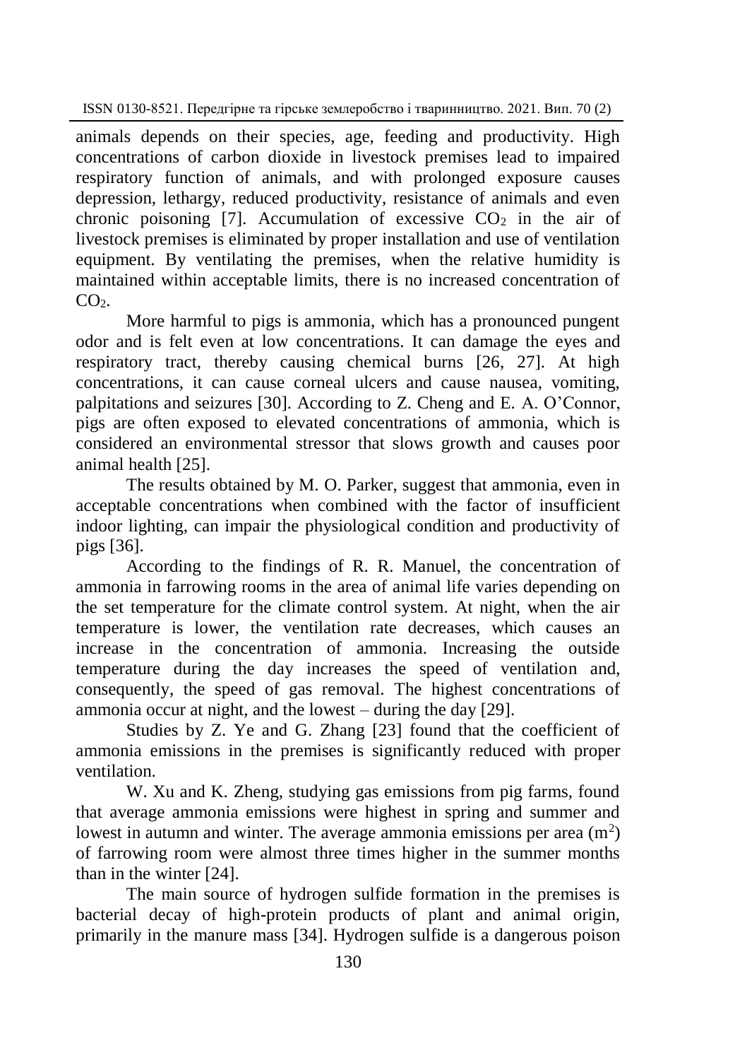animals depends on their species, age, feeding and productivity. High concentrations of carbon dioxide in livestock premises lead to impaired respiratory function of animals, and with prolonged exposure causes depression, lethargy, reduced productivity, resistance of animals and even chronic poisoning [7]. Accumulation of excessive $CO_2$ in the air of livestock premises is eliminated by proper installation and use of ventilation equipment. By ventilating the premises, when the relative humidity is maintained within acceptable limits, there is no increased concentration of $CO_2$.

More harmful to pigs is ammonia, which has a pronounced pungent odor and is felt even at low concentrations. It can damage the eyes and respiratory tract, thereby causing chemical burns [26, 27]. At high concentrations, it can cause corneal ulcers and cause nausea, vomiting, palpitations and seizures [30]. According to Z. Cheng and E. A. O'Connor, pigs are often exposed to elevated concentrations of ammonia, which is considered an environmental stressor that slows growth and causes poor animal health [25].

The results obtained by M. O. Parker, suggest that ammonia, even in acceptable concentrations when combined with the factor of insufficient indoor lighting, can impair the physiological condition and productivity of pigs [36].

According to the findings of R. R. Manuel, the concentration of ammonia in farrowing rooms in the area of animal life varies depending on the set temperature for the climate control system. At night, when the air temperature is lower, the ventilation rate decreases, which causes an increase in the concentration of ammonia. Increasing the outside temperature during the day increases the speed of ventilation and, consequently, the speed of gas removal. The highest concentrations of ammonia occur at night, and the lowest – during the day [29].

Studies by Z. Ye and G. Zhang [23] found that the coefficient of ammonia emissions in the premises is significantly reduced with proper ventilation.

W. Xu and K. Zheng, studying gas emissions from pig farms, found that average ammonia emissions were highest in spring and summer and lowest in autumn and winter. The average ammonia emissions per area ($m^2$) of farrowing room were almost three times higher in the summer months than in the winter [24].

The main source of hydrogen sulfide formation in the premises is bacterial decay of high-protein products of plant and animal origin, primarily in the manure mass [34]. Hydrogen sulfide is a dangerous poison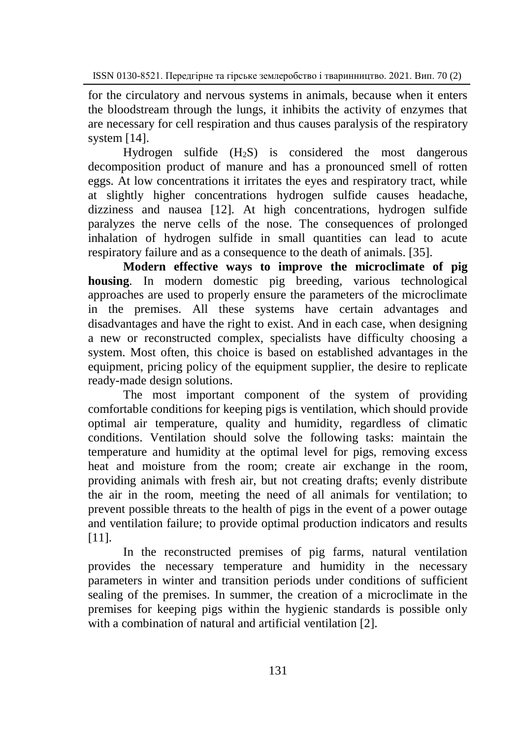for the circulatory and nervous systems in animals, because when it enters the bloodstream through the lungs, it inhibits the activity of enzymes that are necessary for cell respiration and thus causes paralysis of the respiratory system [14].

Hydrogen sulfide ($H_2S$) is considered the most dangerous decomposition product of manure and has a pronounced smell of rotten eggs. At low concentrations it irritates the eyes and respiratory tract, while at slightly higher concentrations hydrogen sulfide causes headache, dizziness and nausea [12]. At high concentrations, hydrogen sulfide paralyzes the nerve cells of the nose. The consequences of prolonged inhalation of hydrogen sulfide in small quantities can lead to acute respiratory failure and as a consequence to the death of animals. [35].

**Modern effective ways to improve the microclimate of pig housing**. In modern domestic pig breeding, various technological approaches are used to properly ensure the parameters of the microclimate in the premises. All these systems have certain advantages and disadvantages and have the right to exist. And in each case, when designing a new or reconstructed complex, specialists have difficulty choosing a system. Most often, this choice is based on established advantages in the equipment, pricing policy of the equipment supplier, the desire to replicate ready-made design solutions.

The most important component of the system of providing comfortable conditions for keeping pigs is ventilation, which should provide optimal air temperature, quality and humidity, regardless of climatic conditions. Ventilation should solve the following tasks: maintain the temperature and humidity at the optimal level for pigs, removing excess heat and moisture from the room; create air exchange in the room, providing animals with fresh air, but not creating drafts; evenly distribute the air in the room, meeting the need of all animals for ventilation; to prevent possible threats to the health of pigs in the event of a power outage and ventilation failure; to provide optimal production indicators and results [11].

In the reconstructed premises of pig farms, natural ventilation provides the necessary temperature and humidity in the necessary parameters in winter and transition periods under conditions of sufficient sealing of the premises. In summer, the creation of a microclimate in the premises for keeping pigs within the hygienic standards is possible only with a combination of natural and artificial ventilation [2].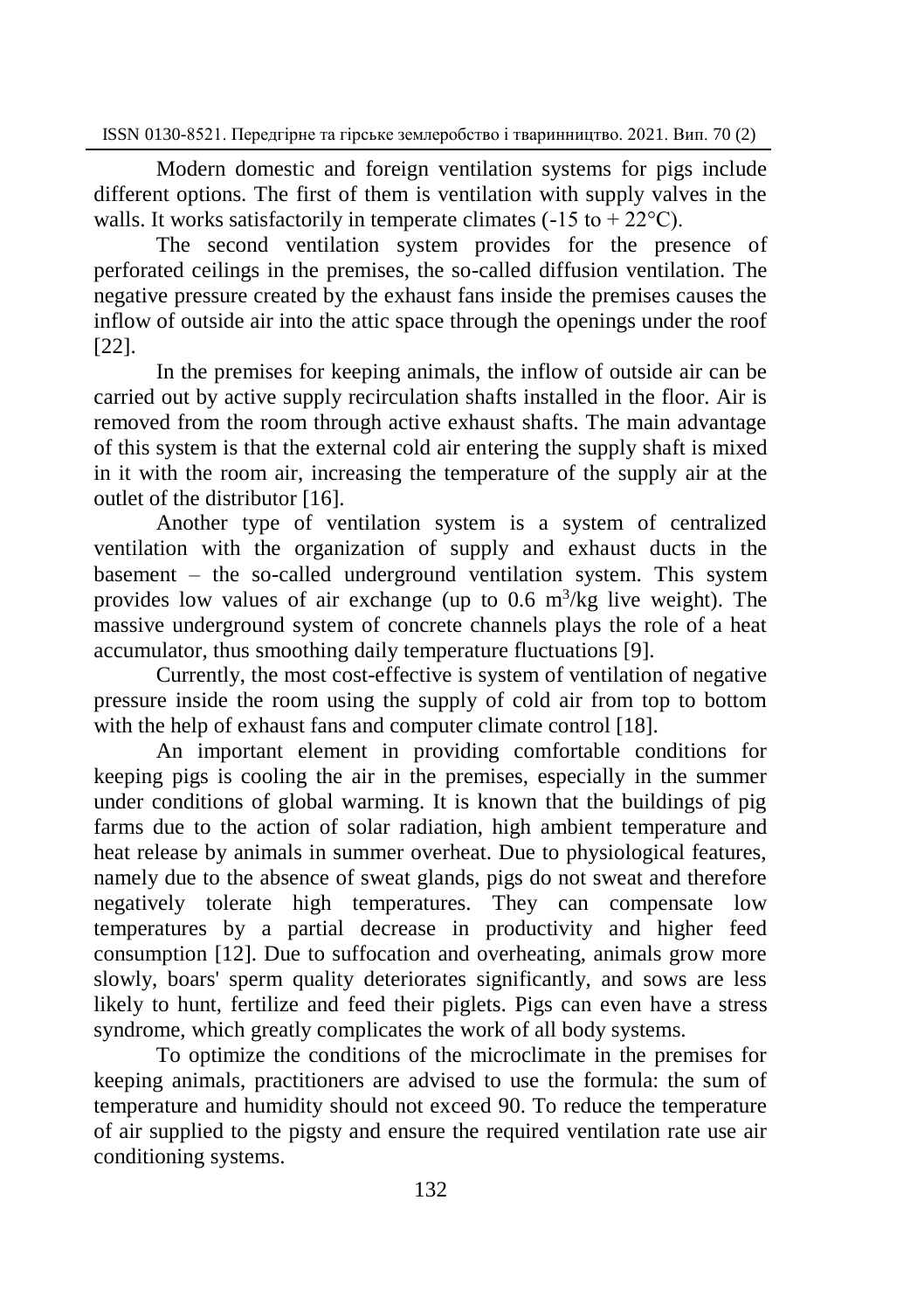Modern domestic and foreign ventilation systems for pigs include different options. The first of them is ventilation with supply valves in the walls. It works satisfactorily in temperate climates (-15 to + 22°C).

The second ventilation system provides for the presence of perforated ceilings in the premises, the so-called diffusion ventilation. The negative pressure created by the exhaust fans inside the premises causes the inflow of outside air into the attic space through the openings under the roof [22].

In the premises for keeping animals, the inflow of outside air can be carried out by active supply recirculation shafts installed in the floor. Air is removed from the room through active exhaust shafts. The main advantage of this system is that the external cold air entering the supply shaft is mixed in it with the room air, increasing the temperature of the supply air at the outlet of the distributor [16].

Another type of ventilation system is a system of centralized ventilation with the organization of supply and exhaust ducts in the basement – the so-called underground ventilation system. This system provides low values of air exchange (up to 0.6 $m^3$/kg live weight). The massive underground system of concrete channels plays the role of a heat accumulator, thus smoothing daily temperature fluctuations [9].

Currently, the most cost-effective is system of ventilation of negative pressure inside the room using the supply of cold air from top to bottom with the help of exhaust fans and computer climate control [18].

An important element in providing comfortable conditions for keeping pigs is cooling the air in the premises, especially in the summer under conditions of global warming. It is known that the buildings of pig farms due to the action of solar radiation, high ambient temperature and heat release by animals in summer overheat. Due to physiological features, namely due to the absence of sweat glands, pigs do not sweat and therefore negatively tolerate high temperatures. They can compensate low temperatures by a partial decrease in productivity and higher feed consumption [12]. Due to suffocation and overheating, animals grow more slowly, boars' sperm quality deteriorates significantly, and sows are less likely to hunt, fertilize and feed their piglets. Pigs can even have a stress syndrome, which greatly complicates the work of all body systems.

To optimize the conditions of the microclimate in the premises for keeping animals, practitioners are advised to use the formula: the sum of temperature and humidity should not exceed 90. To reduce the temperature of air supplied to the pigsty and ensure the required ventilation rate use air conditioning systems.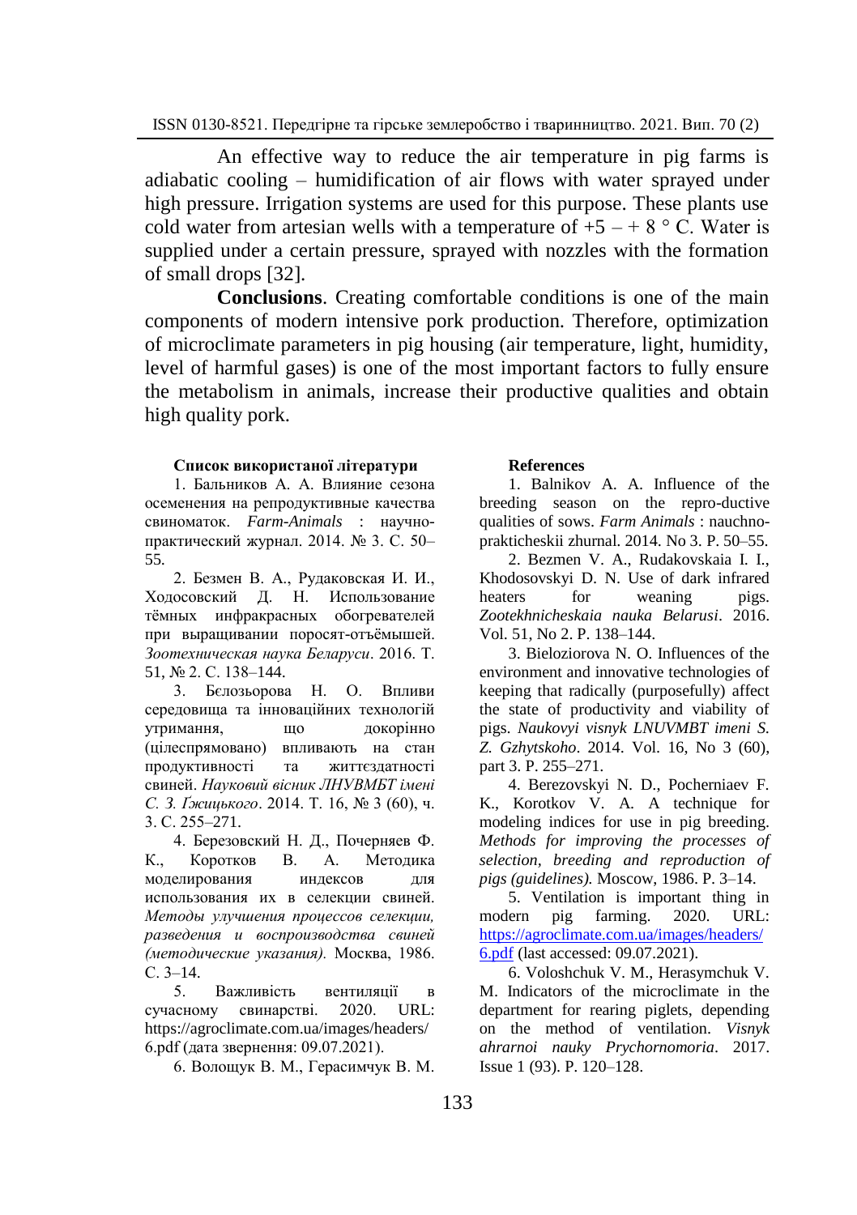An effective way to reduce the air temperature in pig farms is adiabatic cooling – humidification of air flows with water sprayed under high pressure. Irrigation systems are used for this purpose. These plants use cold water from artesian wells with a temperature of +5 – + 8 ° C. Water is supplied under a certain pressure, sprayed with nozzles with the formation of small drops [32].

**Conclusions**. Creating comfortable conditions is one of the main components of modern intensive pork production. Therefore, optimization of microclimate parameters in pig housing (air temperature, light, humidity, level of harmful gases) is one of the most important factors to fully ensure the metabolism in animals, increase their productive qualities and obtain high quality pork.

**Список використаної літератури**

1. Бальников А. А. Влияние сезона осеменения на репродуктивные качества свиноматок. *Farm-Animals* : научно-практический журнал. 2014. № 3. С. 50–55.

2. Безмен В. А., Рудаковская И. И., Ходосовский Д. Н. Использование тёмных инфракрасных обогревателей при выращивании поросят-отъёмышей. *Зоотехническая наука Беларуси*. 2016. Т. 51, № 2. С. 138–144.

3. Бєлозьорова Н. О. Впливи середовища та інноваційних технологій утримання, що докорінно (цілеспрямовано) впливають на стан продуктивності та життєздатності свиней. *Науковий вісник ЛНУВМБТ імені С. З. Ґжицького*. 2014. Т. 16, № 3 (60), ч. 3. С. 255–271.

4. Березовский Н. Д., Почерняев Ф. К., Коротков В. А. Методика моделирования индексов для использования их в селекции свиней. *Методы улучшения процессов селекции, разведения и воспроизводства свиней (методические указания).* Москва, 1986. С. 3–14.

5. Важливість вентиляції в сучасному свинарстві. 2020. URL: https://agroclimate.com.ua/images/headers/6.pdf (дата звернення: 09.07.2021).

6. Волощук В. М., Герасимчук В. М.

**References**

1. Balnikov A. A. Influence of the breeding season on the repro-ductive qualities of sows. *Farm Animals* : nauchno-prakticheskii zhurnal. 2014. No 3. P. 50–55.

2. Bezmen V. A., Rudakovskaia I. I., Khodosovskyi D. N. Use of dark infrared heaters for weaning pigs. *Zootekhnicheskaia nauka Belarusi*. 2016. Vol. 51, No 2. P. 138–144.

3. Bieloziorova N. O. Influences of the environment and innovative technologies of keeping that radically (purposefully) affect the state of productivity and viability of pigs. *Naukovyi visnyk LNUVMBT imeni S. Z. Gzhytskoho*. 2014. Vol. 16, No 3 (60), part 3. P. 255–271.

4. Berezovskyi N. D., Pocherniaev F. K., Korotkov V. A. A technique for modeling indices for use in pig breeding. *Methods for improving the processes of selection, breeding and reproduction of pigs (guidelines).* Moscow, 1986. P. 3–14.

5. Ventilation is important thing in modern pig farming. 2020. URL: https://agroclimate.com.ua/images/headers/6.pdf (last accessed: 09.07.2021).

6. Voloshchuk V. M., Herasymchuk V. M. Indicators of the microclimate in the department for rearing piglets, depending on the method of ventilation. *Visnyk ahrarnoi nauky Prychornomoria*. 2017. Issue 1 (93). P. 120–128.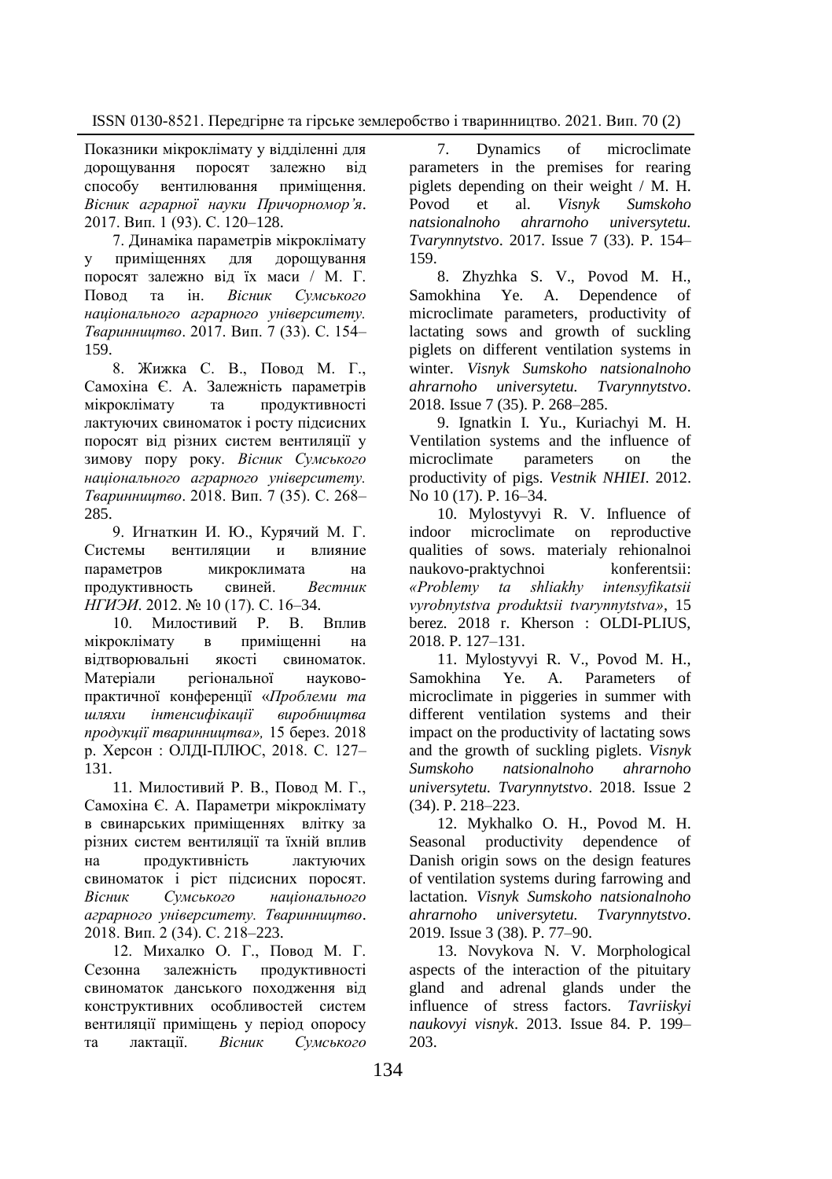Показники мікроклімату у відділенні для дорощування поросят залежно від способу вентилювання приміщення. *Вісник аграрної науки Причорномор'я*. 2017. Вип. 1 (93). С. 120–128.

7. Динаміка параметрів мікроклімату у приміщеннях для дорощування поросят залежно від їх маси / М. Г. Повод та ін. *Вісник Сумського національного аграрного університету. Тваринництво*. 2017. Вип. 7 (33). С. 154–159.

8. Жижка С. В., Повод М. Г., Самохіна Є. А. Залежність параметрів мікроклімату та продуктивності лактуючих свиноматок і росту підсисних поросят від різних систем вентиляції у зимову пору року. *Вісник Сумського національного аграрного університету. Тваринництво*. 2018. Вип. 7 (35). С. 268–285.

9. Игнаткин И. Ю., Курячий М. Г. Системы вентиляции и влияние параметров микроклимата на продуктивность свиней. *Вестник НГИЭИ*. 2012. № 10 (17). С. 16–34.

10. Милостивий Р. В. Вплив мікроклімату в приміщенні на відтворювальні якості свиноматок. Матеріали регіональної науково-практичної конференції «*Проблеми та шляхи інтенсифікації виробництва продукції тваринництва»,* 15 берез. 2018 р. Херсон : ОЛДІ-ПЛЮС, 2018. С. 127–131.

11. Милостивий Р. В., Повод М. Г., Самохіна Є. А. Параметри мікроклімату в свинарських приміщеннях влітку за різних систем вентиляції та їхній вплив на продуктивність лактуючих свиноматок і ріст підсисних поросят. *Вісник Сумського національного аграрного університету. Тваринництво*. 2018. Вип. 2 (34). С. 218–223.

12. Михалко О. Г., Повод М. Г. Сезонна залежність продуктивності свиноматок данського походження від конструктивних особливостей систем вентиляції приміщень у період опоросу та лактації. *Вісник Сумського*

7. Dynamics of microclimate parameters in the premises for rearing piglets depending on their weight / M. H. Povod et al. *Visnyk Sumskoho natsionalnoho ahrarnoho universytetu. Tvarynnytstvo*. 2017. Issue 7 (33). P. 154–159.

8. Zhyzhka S. V., Povod M. H., Samokhina Ye. A. Dependence of microclimate parameters, productivity of lactating sows and growth of suckling piglets on different ventilation systems in winter. *Visnyk Sumskoho natsionalnoho ahrarnoho universytetu. Tvarynnytstvo*. 2018. Issue 7 (35). P. 268–285.

9. Ignatkin I. Yu., Kuriachyi M. H. Ventilation systems and the influence of microclimate parameters on the productivity of pigs. *Vestnik NHIEI*. 2012. No 10 (17). P. 16–34.

10. Mylostyvyi R. V. Influence of indoor microclimate on reproductive qualities of sows. materialy rehionalnoi naukovo-praktychnoi konferentsii: *«Problemy ta shliakhy intensyfikatsii vyrobnytstva produktsii tvarynnytstva»*, 15 berez. 2018 r. Kherson : OLDI-PLIUS, 2018. P. 127–131.

11. Mylostyvyi R. V., Povod M. H., Samokhina Ye. A. Parameters of microclimate in piggeries in summer with different ventilation systems and their impact on the productivity of lactating sows and the growth of suckling piglets. *Visnyk Sumskoho natsionalnoho ahrarnoho universytetu. Tvarynnytstvo*. 2018. Issue 2 (34). P. 218–223.

12. Mykhalko O. H., Povod M. H. Seasonal productivity dependence of Danish origin sows on the design features of ventilation systems during farrowing and lactation. *Visnyk Sumskoho natsionalnoho ahrarnoho universytetu. Tvarynnytstvo*. 2019. Issue 3 (38). P. 77–90.

13. Novykova N. V. Morphological aspects of the interaction of the pituitary gland and adrenal glands under the influence of stress factors. *Tavriiskyi naukovyi visnyk*. 2013. Issue 84. P. 199–203.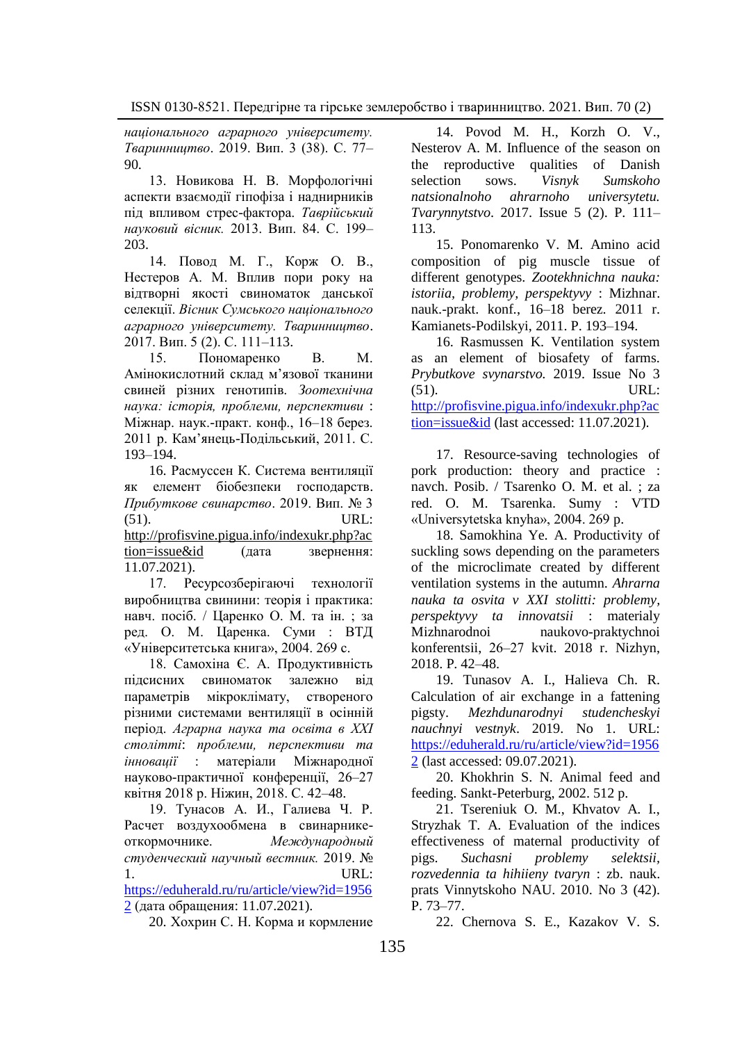*національного аграрного університету. Тваринництво*. 2019. Вип. 3 (38). С. 77–90.

13. Новикова Н. В. Морфологічні аспекти взаємодії гіпофіза і наднирників під впливом стрес-фактора. *Таврійський науковий вісник.* 2013. Вип. 84. С. 199–203.

14. Повод М. Г., Корж О. В., Нестеров А. М. Вплив пори року на відтворні якості свиноматок данської селекції. *Вісник Сумського національного аграрного університету. Тваринництво*. 2017. Вип. 5 (2). С. 111–113.

15. Пономаренко В. М. Амінокислотний склад м'язової тканини свиней різних генотипів. *Зоотехнічна наука: історія, проблеми, перспективи* : Міжнар. наук.-практ. конф., 16–18 берез. 2011 р. Кам'янець-Подільський, 2011. С. 193–194.

16. Расмуссен К. Система вентиляції як елемент біобезпеки господарств. *Прибуткове свинарство*. 2019. Вип. № 3 (51). URL: http://profisvine.pigua.info/indexukr.php?action=issue&id (дата звернення: 11.07.2021).

17. Ресурсозберігаючі технології виробництва свинини: теорія і практика: навч. посіб. / Царенко О. М. та ін. ; за ред. О. М. Царенка. Суми : ВТД «Університетська книга», 2004. 269 с.

18. Самохіна Є. А. Продуктивність підсисних свиноматок залежно від параметрів мікроклімату, створеного різними системами вентиляції в осінній період. *Аграрна наука та освіта в XXI столітті*: *проблеми, перспективи та інновації* : матеріали Міжнародної науково-практичної конференції, 26–27 квітня 2018 р. Ніжин, 2018. С. 42–48.

19. Тунасов А. И., Галиева Ч. Р. Расчет воздухообмена в свинарнике-откормочнике. *Международный студенческий научный вестник.* 2019. № 1. URL: https://eduherald.ru/ru/article/view?id=19562 (дата обращения: 11.07.2021).

20. Хохрин С. Н. Корма и кормление

14. Povod M. H., Korzh O. V., Nesterov A. M. Influence of the season on the reproductive qualities of Danish selection sows. *Visnyk Sumskoho natsionalnoho ahrarnoho universytetu. Tvarynnytstvo*. 2017. Issue 5 (2). P. 111–113.

15. Ponomarenko V. M. Amino acid composition of pig muscle tissue of different genotypes. *Zootekhnichna nauka: istoriia, problemy, perspektyvy* : Mizhnar. nauk.-prakt. konf., 16–18 berez. 2011 r. Kamianets-Podilskyi, 2011. P. 193–194.

16. Rasmussen K. Ventilation system as an element of biosafety of farms. *Prybutkove svynarstvo.* 2019. Issue No 3 (51). URL: http://profisvine.pigua.info/indexukr.php?action=issue&id (last accessed: 11.07.2021).

17. Resource-saving technologies of pork production: theory and practice : navch. Posib. / Tsarenko O. M. et al. ; za red. O. M. Tsarenka. Sumy : VTD «Universytetska knyha», 2004. 269 p.

18. Samokhina Ye. A. Productivity of suckling sows depending on the parameters of the microclimate created by different ventilation systems in the autumn. *Ahrarna nauka ta osvita v XXI stolitti: problemy, perspektyvy ta innovatsii* : materialy Mizhnarodnoi naukovo-praktychnoi konferentsii, 26–27 kvit. 2018 r. Nizhyn, 2018. P. 42–48.

19. Tunasov A. I., Halieva Ch. R. Calculation of air exchange in a fattening pigsty. *Mezhdunarodnyi studencheskyi nauchnyi vestnyk*. 2019. No 1. URL: https://eduherald.ru/ru/article/view?id=19562 (last accessed: 09.07.2021).

20. Khokhrin S. N. Animal feed and feeding. Sankt-Peterburg, 2002. 512 p.

21. Tsereniuk O. M., Khvatov A. I., Stryzhak T. A. Evaluation of the indices effectiveness of maternal productivity of pigs. *Suchasni problemy selektsii, rozvedennia ta hihiieny tvaryn* : zb. nauk. prats Vinnytskoho NAU. 2010. No 3 (42). P. 73–77.

22. Chernova S. E., Kazakov V. S.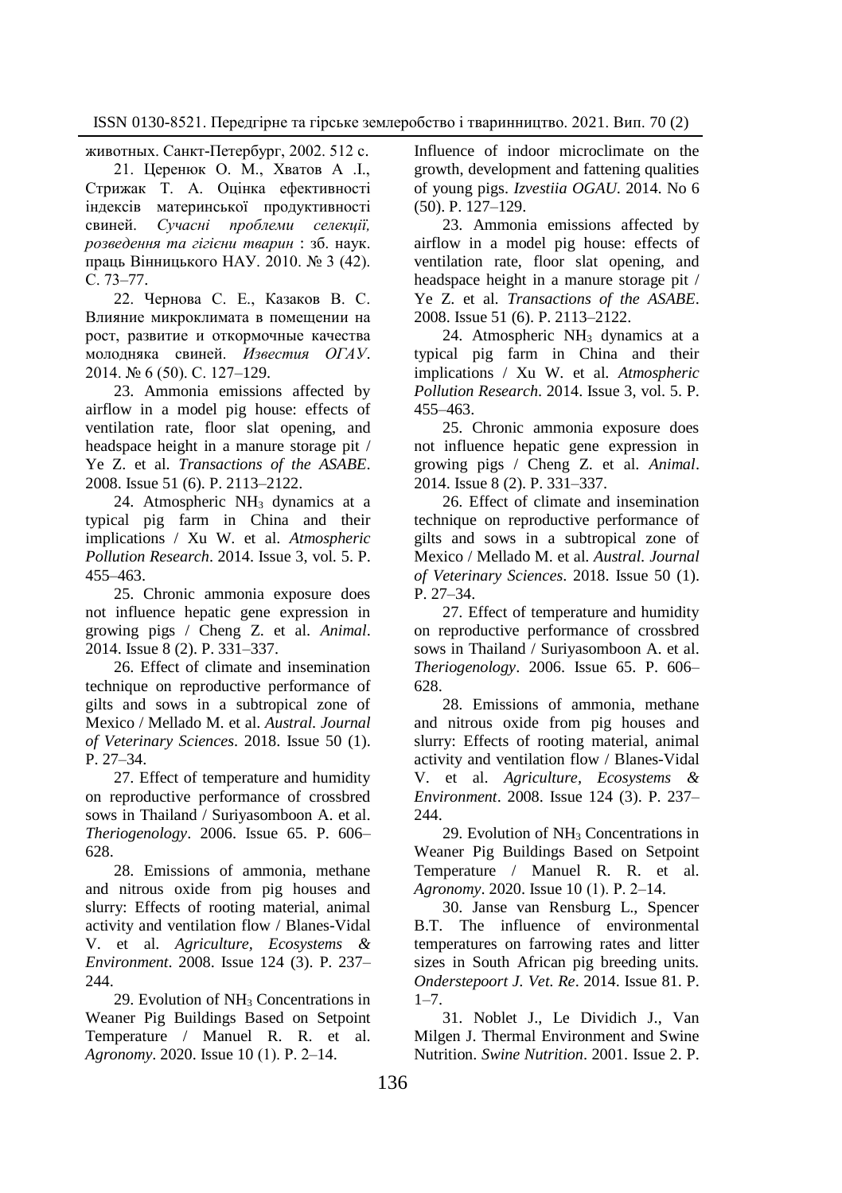животных. Санкт-Петербург, 2002. 512 с.

21. Цеpенюк О. М., Хватов А .І., Стрижак Т. А. Оцінка ефективності індексів материнської продуктивності свиней. *Сучасні проблеми селекції, розведення та гігієни тварин* : зб. наук. праць Вінницького НАУ. 2010. № 3 (42). С. 73–77.

22. Чернова С. Е., Казаков В. С. Влияние микроклимата в помещении на рост, развитие и откормочные качества молодняка свиней. *Известия ОГАУ*. 2014. № 6 (50). С. 127–129.

23. Ammonia emissions affected by airflow in a model pig house: effects of ventilation rate, floor slat opening, and headspace height in a manure storage pit / Ye Z. et al. *Transactions of the ASABE*. 2008. Issue 51 (6). P. 2113–2122.

24. Atmospheric $NH_3$ dynamics at a typical pig farm in China and their implications / Xu W. et al. *Atmospheric Pollution Research*. 2014. Issue 3, vol. 5. P. 455–463.

25. Chronic ammonia exposure does not influence hepatic gene expression in growing pigs / Cheng Z. et al. *Animal*. 2014. Issue 8 (2). P. 331–337.

26. Effect of climate and insemination technique on reproductive performance of gilts and sows in a subtropical zone of Mexico / Mellado M. et al. *Austral. Journal of Veterinary Sciences*. 2018. Issue 50 (1). P. 27–34.

27. Effect of temperature and humidity on reproductive performance of crossbred sows in Thailand / Suriyasomboon A. et al. *Theriogenology*. 2006. Issue 65. P. 606–628.

28. Emissions of ammonia, methane and nitrous oxide from pig houses and slurry: Effects of rooting material, animal activity and ventilation flow / Blanes-Vidal V. et al. *Agriculture, Ecosystems & Environment*. 2008. Issue 124 (3). P. 237–244.

29. Evolution of $NH_3$ Concentrations in Weaner Pig Buildings Based on Setpoint Temperature / Manuel R. R. et al. *Agronomy*. 2020. Issue 10 (1). P. 2–14.

Influence of indoor microclimate on the growth, development and fattening qualities of young pigs. *Izvestiia OGAU*. 2014. No 6 (50). P. 127–129.

23. Ammonia emissions affected by airflow in a model pig house: effects of ventilation rate, floor slat opening, and headspace height in a manure storage pit / Ye Z. et al. *Transactions of the ASABE*. 2008. Issue 51 (6). P. 2113–2122.

24. Atmospheric $NH_3$ dynamics at a typical pig farm in China and their implications / Xu W. et al. *Atmospheric Pollution Research*. 2014. Issue 3, vol. 5. P. 455–463.

25. Chronic ammonia exposure does not influence hepatic gene expression in growing pigs / Cheng Z. et al. *Animal*. 2014. Issue 8 (2). P. 331–337.

26. Effect of climate and insemination technique on reproductive performance of gilts and sows in a subtropical zone of Mexico / Mellado M. et al. *Austral. Journal of Veterinary Sciences*. 2018. Issue 50 (1). P. 27–34.

27. Effect of temperature and humidity on reproductive performance of crossbred sows in Thailand / Suriyasomboon A. et al. *Theriogenology*. 2006. Issue 65. P. 606–628.

28. Emissions of ammonia, methane and nitrous oxide from pig houses and slurry: Effects of rooting material, animal activity and ventilation flow / Blanes-Vidal V. et al. *Agriculture, Ecosystems & Environment*. 2008. Issue 124 (3). P. 237–244.

29. Evolution of $NH_3$ Concentrations in Weaner Pig Buildings Based on Setpoint Temperature / Manuel R. R. et al. *Agronomy*. 2020. Issue 10 (1). P. 2–14.

30. Janse van Rensburg L., Spencer B.T. The influence of environmental temperatures on farrowing rates and litter sizes in South African pig breeding units. *Onderstepoort J. Vet. Re*. 2014. Issue 81. P. 1–7.

31. Noblet J., Le Dividich J., Van Milgen J. Thermal Environment and Swine Nutrition. *Swine Nutrition*. 2001. Issue 2. P.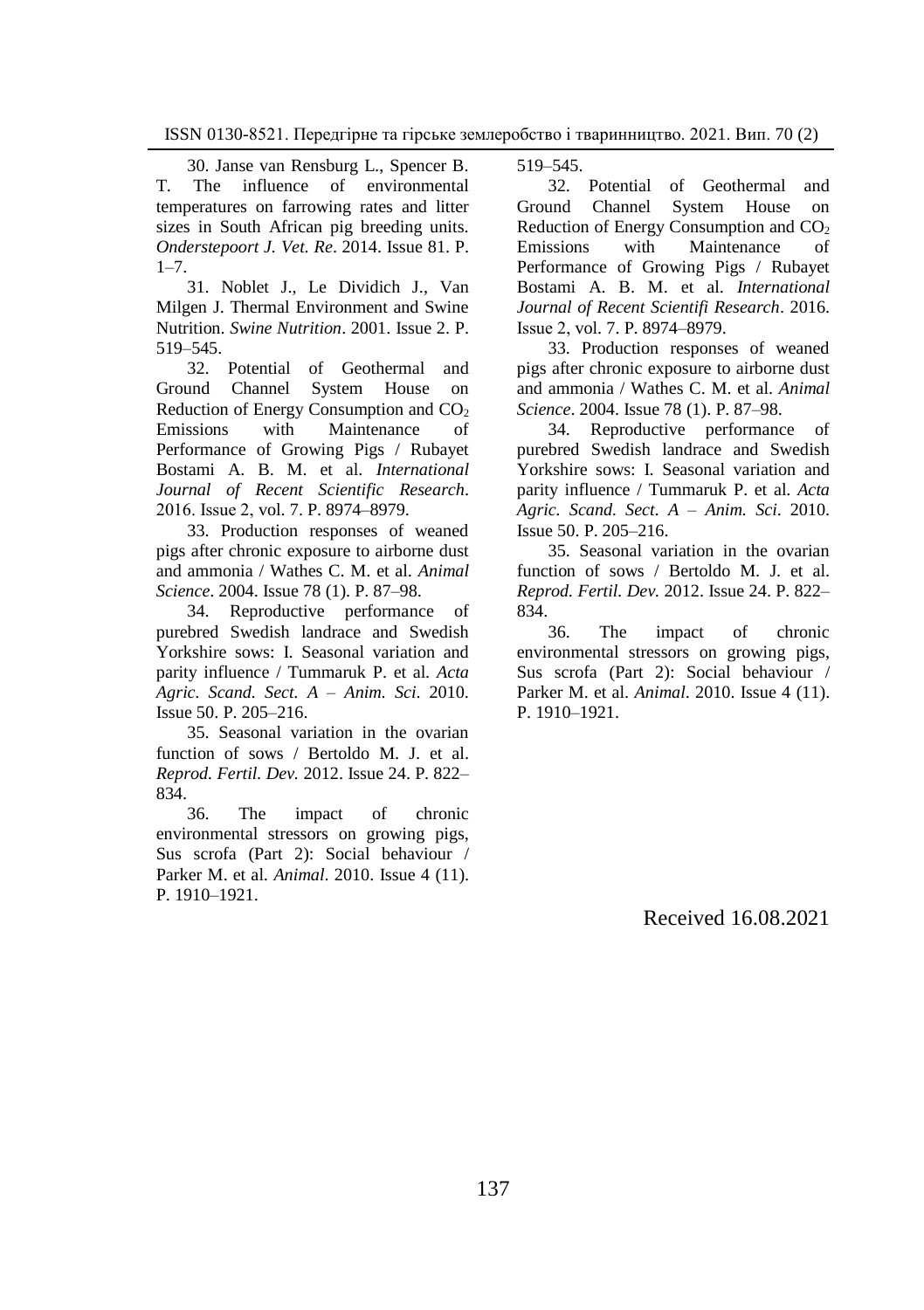30. Janse van Rensburg L., Spencer B. T. The influence of environmental temperatures on farrowing rates and litter sizes in South African pig breeding units. *Onderstepoort J. Vet. Re*. 2014. Issue 81. P. 1–7.

31. Noblet J., Le Dividich J., Van Milgen J. Thermal Environment and Swine Nutrition. *Swine Nutrition*. 2001. Issue 2. P. 519–545.

32. Potential of Geothermal and Ground Channel System House on Reduction of Energy Consumption and $CO_2$ Emissions with Maintenance of Performance of Growing Pigs / Rubayet Bostami A. B. M. et al. *International Journal of Recent Scientific Research*. 2016. Issue 2, vol. 7. P. 8974–8979.

33. Production responses of weaned pigs after chronic exposure to airborne dust and ammonia / Wathes C. M. et al. *Animal Science*. 2004. Issue 78 (1). P. 87–98.

34. Reproductive performance of purebred Swedish landrace and Swedish Yorkshire sows: I. Seasonal variation and parity influence / Tummaruk P. et al. *Acta Agric. Scand. Sect. A – Anim. Sci.* 2010. Issue 50. P. 205–216.

35. Seasonal variation in the ovarian function of sows / Bertoldo M. J. et al. *Reprod. Fertil. Dev.* 2012. Issue 24. P. 822–834.

36. The impact of chronic environmental stressors on growing pigs, Sus scrofa (Part 2): Social behaviour / Parker M. et al. *Animal*. 2010. Issue 4 (11). P. 1910–1921.

519–545.

32. Potential of Geothermal and Ground Channel System House on Reduction of Energy Consumption and $CO_2$ Emissions with Maintenance of Performance of Growing Pigs / Rubayet Bostami A. B. M. et al. *International Journal of Recent Scientifi Research*. 2016. Issue 2, vol. 7. P. 8974–8979.

33. Production responses of weaned pigs after chronic exposure to airborne dust and ammonia / Wathes C. M. et al. *Animal Science*. 2004. Issue 78 (1). P. 87–98.

34. Reproductive performance of purebred Swedish landrace and Swedish Yorkshire sows: I. Seasonal variation and parity influence / Tummaruk P. et al. *Acta Agric. Scand. Sect. A – Anim. Sci.* 2010. Issue 50. P. 205–216.

35. Seasonal variation in the ovarian function of sows / Bertoldo M. J. et al. *Reprod. Fertil. Dev.* 2012. Issue 24. P. 822–834.

36. The impact of chronic environmental stressors on growing pigs, Sus scrofa (Part 2): Social behaviour / Parker M. et al. *Animal*. 2010. Issue 4 (11). P. 1910–1921.

Received 16.08.2021